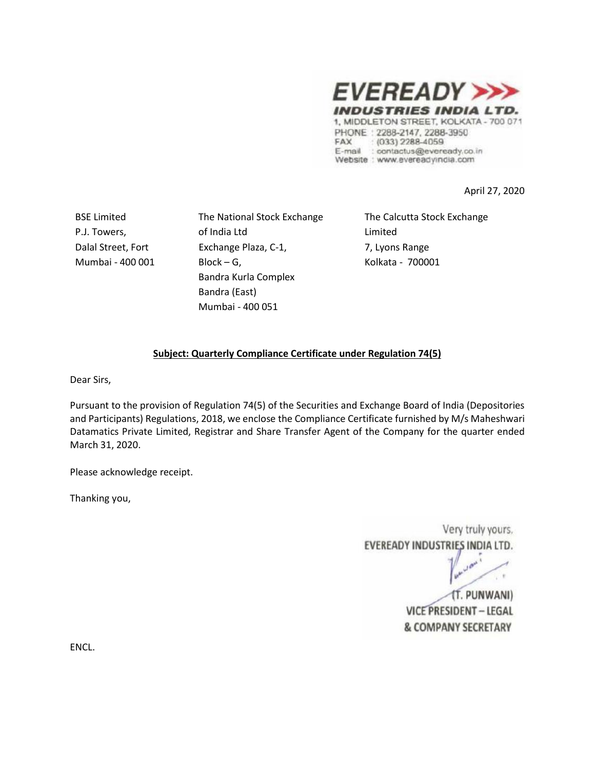**EVEREADY INDUSTRIES INDIA LTD.**
1, MIDDLETON STREET, KOLKATA - 700 071
PHONE : 2288-2147, 2288-3950
FAX : (033) 2288-4059
E-mail : contactus@eveready.co.in
Website : www.evereadyindia.com

April 27, 2020

BSE Limited
P.J. Towers,
Dalal Street, Fort
Mumbai - 400 001

The National Stock Exchange of India Ltd
Exchange Plaza, C-1,
Block – G,
Bandra Kurla Complex
Bandra (East)
Mumbai - 400 051

The Calcutta Stock Exchange Limited
7, Lyons Range
Kolkata - 700001

**Subject: Quarterly Compliance Certificate under Regulation 74(5)**

Dear Sirs,

Pursuant to the provision of Regulation 74(5) of the Securities and Exchange Board of India (Depositories and Participants) Regulations, 2018, we enclose the Compliance Certificate furnished by M/s Maheshwari Datamatics Private Limited, Registrar and Share Transfer Agent of the Company for the quarter ended March 31, 2020.

Please acknowledge receipt.

Thanking you,

Very truly yours,
EVEREADY INDUSTRIES INDIA LTD.

(T. PUNWANI)
VICE PRESIDENT – LEGAL
& COMPANY SECRETARY

ENCL.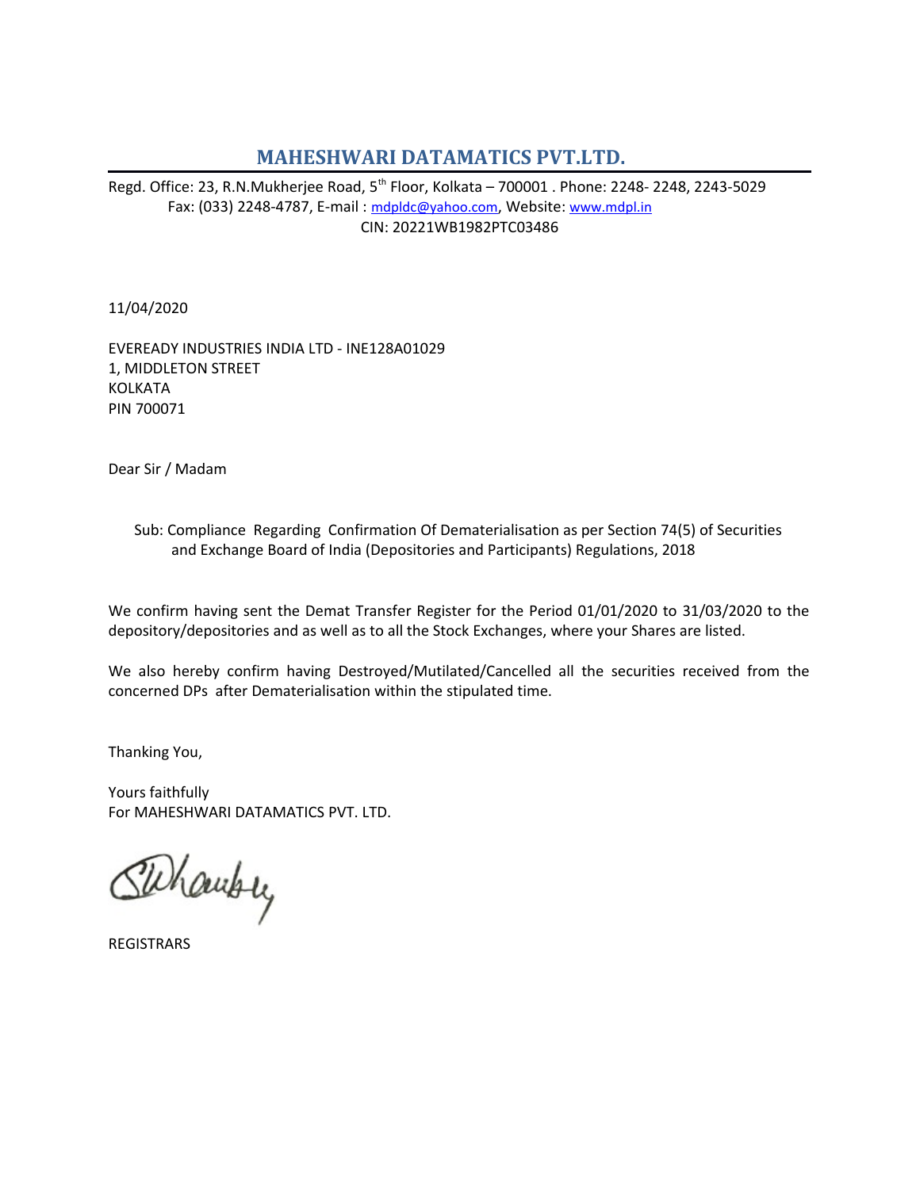# MAHESHWARI DATAMATICS PVT.LTD.

Regd. Office: 23, R.N.Mukherjee Road, 5th Floor, Kolkata – 700001 . Phone: 2248- 2248, 2243-5029
Fax: (033) 2248-4787, E-mail : mdpldc@yahoo.com, Website: www.mdpl.in
CIN: 20221WB1982PTC03486

11/04/2020

EVEREADY INDUSTRIES INDIA LTD - INE128A01029
1, MIDDLETON STREET
KOLKATA
PIN 700071

Dear Sir / Madam

Sub: Compliance Regarding Confirmation Of Dematerialisation as per Section 74(5) of Securities and Exchange Board of India (Depositories and Participants) Regulations, 2018

We confirm having sent the Demat Transfer Register for the Period 01/01/2020 to 31/03/2020 to the depository/depositories and as well as to all the Stock Exchanges, where your Shares are listed.

We also hereby confirm having Destroyed/Mutilated/Cancelled all the securities received from the concerned DPs after Dematerialisation within the stipulated time.

Thanking You,

Yours faithfully
For MAHESHWARI DATAMATICS PVT. LTD.

REGISTRARS